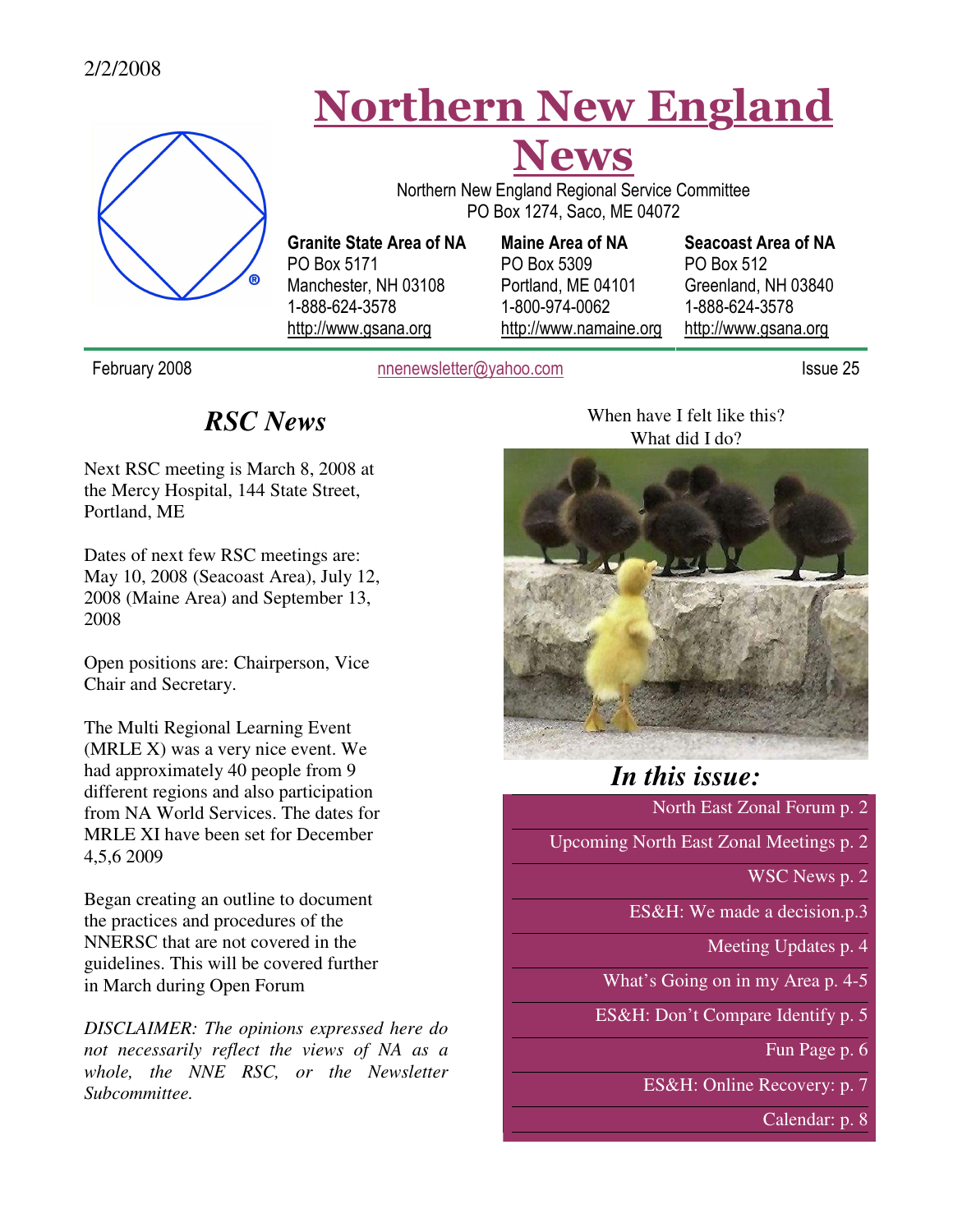2/2/2008

# Northern New England News

Northern New England Regional Service Committee
PO Box 1274, Saco, ME 04072

**Granite State Area of NA**
PO Box 5171
Manchester, NH 03108
1-888-624-3578
http://www.gsana.org

**Maine Area of NA**
PO Box 5309
Portland, ME 04101
1-800-974-0062
http://www.namaine.org

**Seacoast Area of NA**
PO Box 512
Greenland, NH 03840
1-888-624-3578
http://www.gsana.org

February 2008 — nnenewsletter@yahoo.com — Issue 25

## *RSC News*

Next RSC meeting is March 8, 2008 at the Mercy Hospital, 144 State Street, Portland, ME

Dates of next few RSC meetings are: May 10, 2008 (Seacoast Area), July 12, 2008 (Maine Area) and September 13, 2008

Open positions are: Chairperson, Vice Chair and Secretary.

The Multi Regional Learning Event (MRLE X) was a very nice event. We had approximately 40 people from 9 different regions and also participation from NA World Services. The dates for MRLE XI have been set for December 4,5,6 2009

Began creating an outline to document the practices and procedures of the NNERSC that are not covered in the guidelines. This will be covered further in March during Open Forum

*DISCLAIMER: The opinions expressed here do not necessarily reflect the views of NA as a whole, the NNE RSC, or the Newsletter Subcommittee.*

When have I felt like this?
What did I do?

## *In this issue:*

- North East Zonal Forum p. 2
- Upcoming North East Zonal Meetings p. 2
- WSC News p. 2
- ES&H: We made a decision.p.3
- Meeting Updates p. 4
- What's Going on in my Area p. 4-5
- ES&H: Don't Compare Identify p. 5
- Fun Page p. 6
- ES&H: Online Recovery: p. 7
- Calendar: p. 8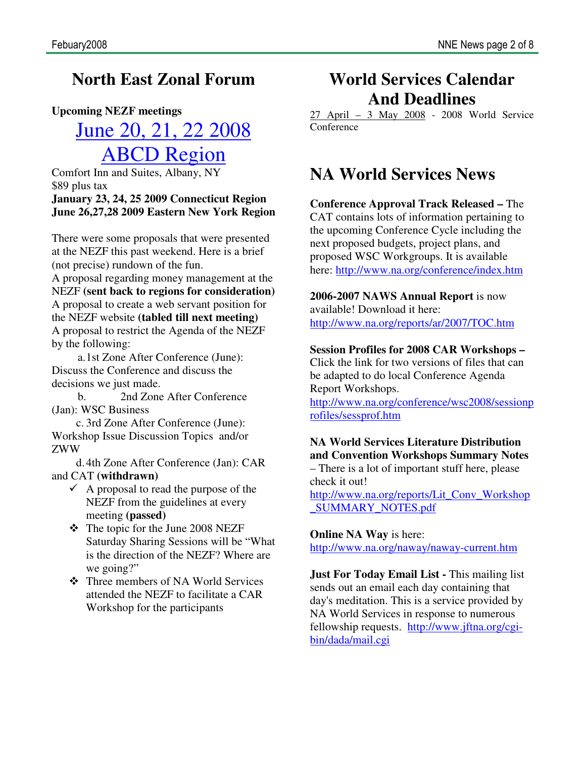## North East Zonal Forum

**Upcoming NEZF meetings**

### June 20, 21, 22 2008
### ABCD Region

Comfort Inn and Suites, Albany, NY
$89 plus tax

**January 23, 24, 25 2009 Connecticut Region**
**June 26,27,28 2009 Eastern New York Region**

There were some proposals that were presented at the NEZF this past weekend. Here is a brief (not precise) rundown of the fun.

A proposal regarding money management at the NEZF **(sent back to regions for consideration)**

A proposal to create a web servant position for the NEZF website **(tabled till next meeting)**

A proposal to restrict the Agenda of the NEZF by the following:

a. 1st Zone After Conference (June): Discuss the Conference and discuss the decisions we just made.

b. 2nd Zone After Conference (Jan): WSC Business

c. 3rd Zone After Conference (June): Workshop Issue Discussion Topics and/or ZWW

d. 4th Zone After Conference (Jan): CAR and CAT **(withdrawn)**

- ✓ A proposal to read the purpose of the NEZF from the guidelines at every meeting **(passed)**
- ❖ The topic for the June 2008 NEZF Saturday Sharing Sessions will be "What is the direction of the NEZF? Where are we going?"
- ❖ Three members of NA World Services attended the NEZF to facilitate a CAR Workshop for the participants

## World Services Calendar And Deadlines

27 April – 3 May 2008 - 2008 World Service Conference

## NA World Services News

**Conference Approval Track Released –** The CAT contains lots of information pertaining to the upcoming Conference Cycle including the next proposed budgets, project plans, and proposed WSC Workgroups. It is available here: http://www.na.org/conference/index.htm

**2006-2007 NAWS Annual Report** is now available! Download it here: http://www.na.org/reports/ar/2007/TOC.htm

**Session Profiles for 2008 CAR Workshops –** Click the link for two versions of files that can be adapted to do local Conference Agenda Report Workshops. http://www.na.org/conference/wsc2008/sessionprofiles/sessprof.htm

**NA World Services Literature Distribution and Convention Workshops Summary Notes** – There is a lot of important stuff here, please check it out! http://www.na.org/reports/Lit_Conv_Workshop_SUMMARY_NOTES.pdf

**Online NA Way** is here: http://www.na.org/naway/naway-current.htm

**Just For Today Email List -** This mailing list sends out an email each day containing that day's meditation. This is a service provided by NA World Services in response to numerous fellowship requests. http://www.jftna.org/cgi-bin/dada/mail.cgi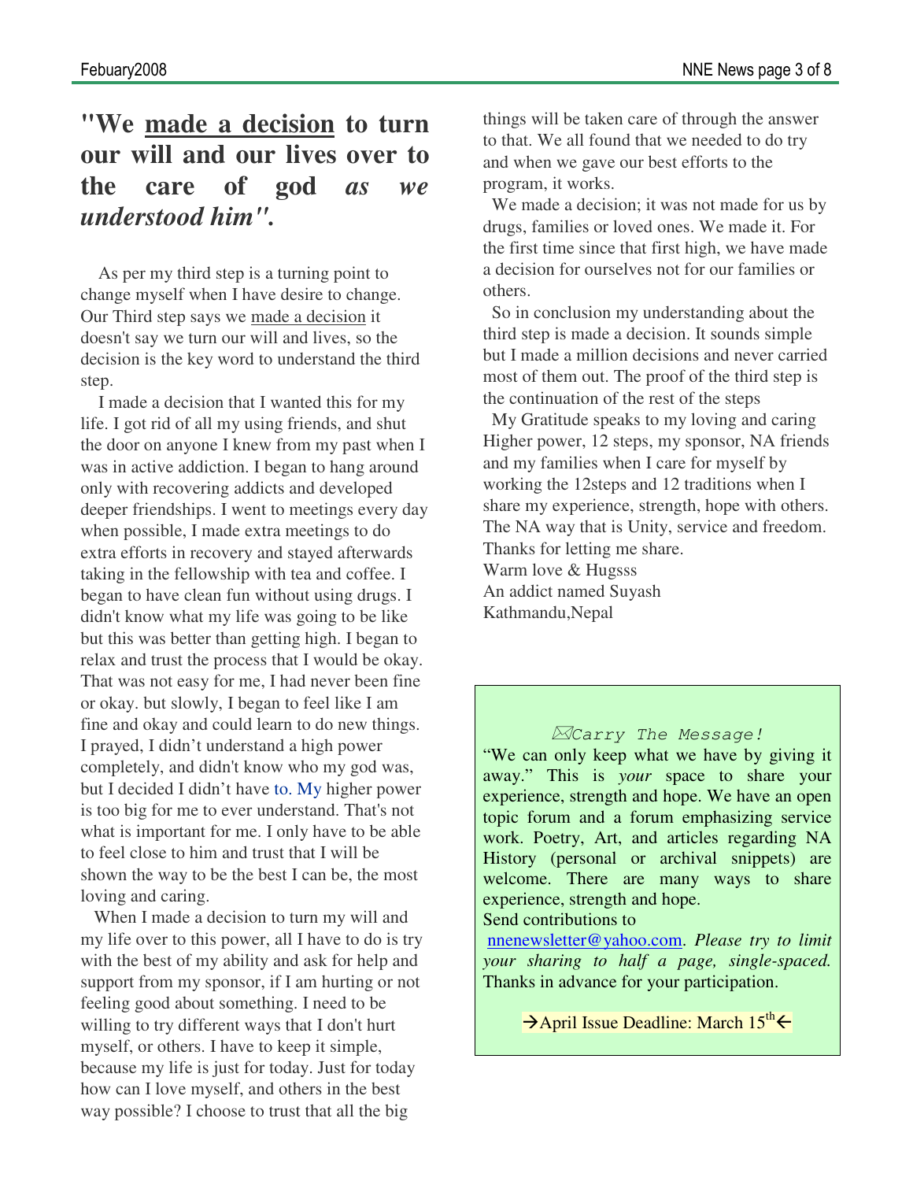# "We <u>made a decision</u> to turn our will and our lives over to the care of god *as we understood him"*.

As per my third step is a turning point to change myself when I have desire to change. Our Third step says we <u>made a decision</u> it doesn't say we turn our will and lives, so the decision is the key word to understand the third step.

I made a decision that I wanted this for my life. I got rid of all my using friends, and shut the door on anyone I knew from my past when I was in active addiction. I began to hang around only with recovering addicts and developed deeper friendships. I went to meetings every day when possible, I made extra meetings to do extra efforts in recovery and stayed afterwards taking in the fellowship with tea and coffee. I began to have clean fun without using drugs. I didn't know what my life was going to be like but this was better than getting high. I began to relax and trust the process that I would be okay. That was not easy for me, I had never been fine or okay. but slowly, I began to feel like I am fine and okay and could learn to do new things. I prayed, I didn't understand a high power completely, and didn't know who my god was, but I decided I didn't have to. My higher power is too big for me to ever understand. That's not what is important for me. I only have to be able to feel close to him and trust that I will be shown the way to be the best I can be, the most loving and caring.

When I made a decision to turn my will and my life over to this power, all I have to do is try with the best of my ability and ask for help and support from my sponsor, if I am hurting or not feeling good about something. I need to be willing to try different ways that I don't hurt myself, or others. I have to keep it simple, because my life is just for today. Just for today how can I love myself, and others in the best way possible? I choose to trust that all the big things will be taken care of through the answer to that. We all found that we needed to do try and when we gave our best efforts to the program, it works.

We made a decision; it was not made for us by drugs, families or loved ones. We made it. For the first time since that first high, we have made a decision for ourselves not for our families or others.

So in conclusion my understanding about the third step is made a decision. It sounds simple but I made a million decisions and never carried most of them out. The proof of the third step is the continuation of the rest of the steps

My Gratitude speaks to my loving and caring Higher power, 12 steps, my sponsor, NA friends and my families when I care for myself by working the 12steps and 12 traditions when I share my experience, strength, hope with others. The NA way that is Unity, service and freedom. Thanks for letting me share.

Warm love & Hugsss
An addict named Suyash
Kathmandu,Nepal

---

✉*Carry The Message!*

"We can only keep what we have by giving it away." This is *your* space to share your experience, strength and hope. We have an open topic forum and a forum emphasizing service work. Poetry, Art, and articles regarding NA History (personal or archival snippets) are welcome. There are many ways to share experience, strength and hope.

Send contributions to nnenewsletter@yahoo.com. *Please try to limit your sharing to half a page, single-spaced.* Thanks in advance for your participation.

→April Issue Deadline: March 15th←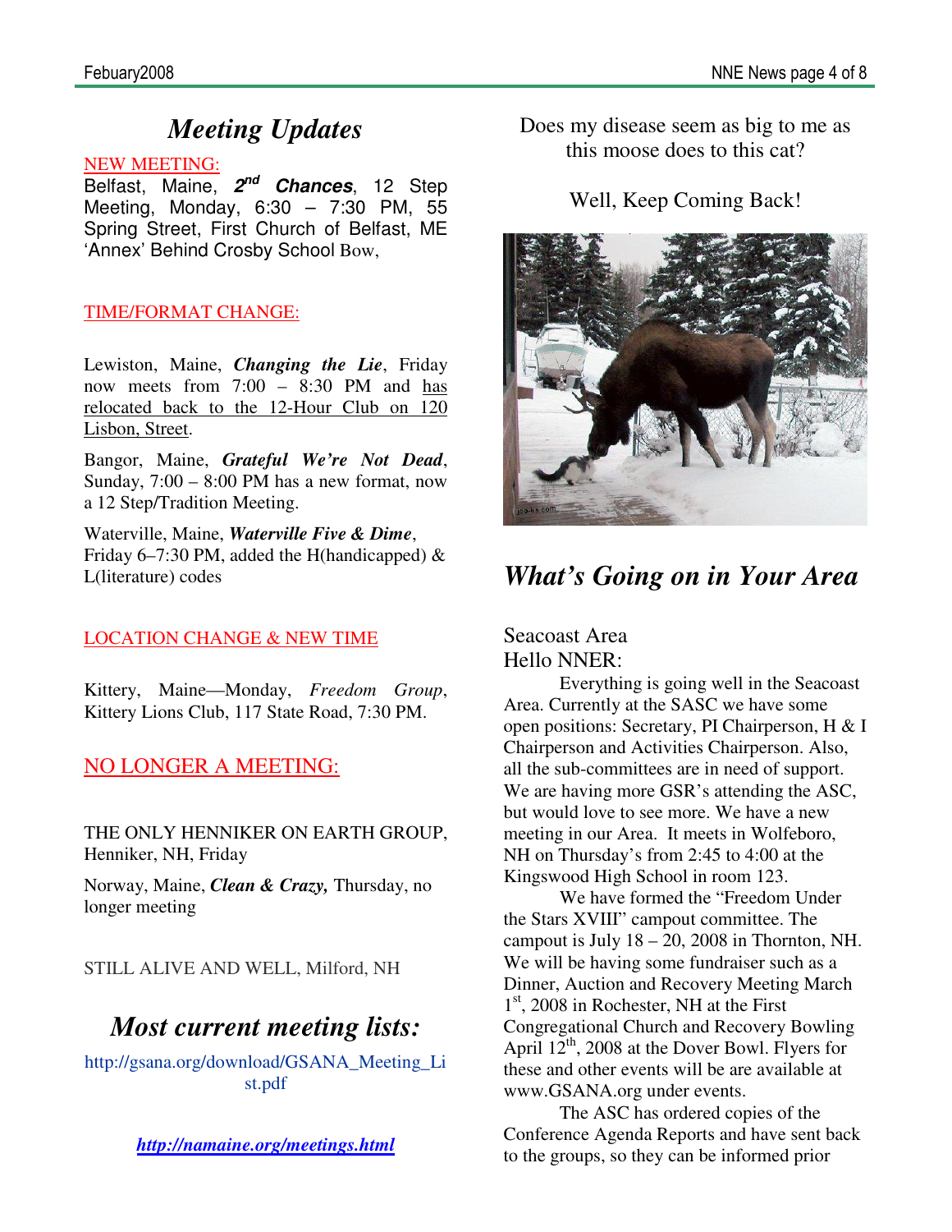## *Meeting Updates*

NEW MEETING:

Belfast, Maine, ***2nd Chances***, 12 Step Meeting, Monday, 6:30 – 7:30 PM, 55 Spring Street, First Church of Belfast, ME 'Annex' Behind Crosby School Bow,

TIME/FORMAT CHANGE:

Lewiston, Maine, ***Changing the Lie***, Friday now meets from 7:00 – 8:30 PM and has relocated back to the 12-Hour Club on 120 Lisbon, Street.

Bangor, Maine, ***Grateful We're Not Dead***, Sunday, 7:00 – 8:00 PM has a new format, now a 12 Step/Tradition Meeting.

Waterville, Maine, ***Waterville Five & Dime***, Friday 6–7:30 PM, added the H(handicapped) & L(literature) codes

LOCATION CHANGE & NEW TIME

Kittery, Maine—Monday, *Freedom Group*, Kittery Lions Club, 117 State Road, 7:30 PM.

NO LONGER A MEETING:

THE ONLY HENNIKER ON EARTH GROUP, Henniker, NH, Friday

Norway, Maine, ***Clean & Crazy,*** Thursday, no longer meeting

STILL ALIVE AND WELL, Milford, NH

## *Most current meeting lists:*

http://gsana.org/download/GSANA_Meeting_List.pdf

***http://namaine.org/meetings.html***

Does my disease seem as big to me as this moose does to this cat?

Well, Keep Coming Back!

## *What's Going on in Your Area*

Seacoast Area

Hello NNER:

Everything is going well in the Seacoast Area. Currently at the SASC we have some open positions: Secretary, PI Chairperson, H & I Chairperson and Activities Chairperson. Also, all the sub-committees are in need of support. We are having more GSR's attending the ASC, but would love to see more. We have a new meeting in our Area. It meets in Wolfeboro, NH on Thursday's from 2:45 to 4:00 at the Kingswood High School in room 123.

We have formed the "Freedom Under the Stars XVIII" campout committee. The campout is July 18 – 20, 2008 in Thornton, NH. We will be having some fundraiser such as a Dinner, Auction and Recovery Meeting March 1st, 2008 in Rochester, NH at the First Congregational Church and Recovery Bowling April 12th, 2008 at the Dover Bowl. Flyers for these and other events will be are available at www.GSANA.org under events.

The ASC has ordered copies of the Conference Agenda Reports and have sent back to the groups, so they can be informed prior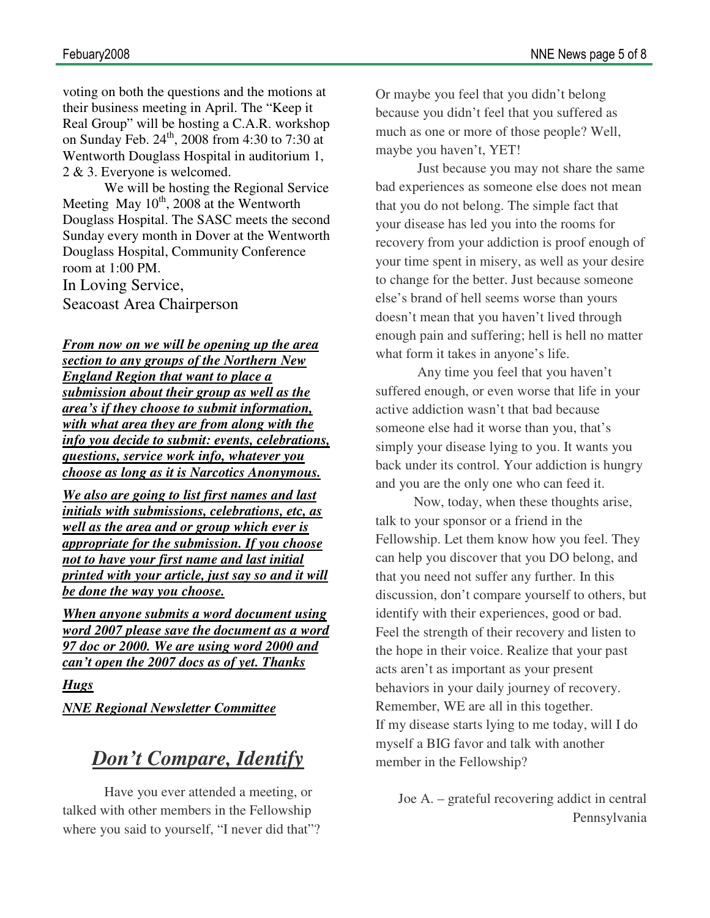voting on both the questions and the motions at their business meeting in April. The "Keep it Real Group" will be hosting a C.A.R. workshop on Sunday Feb. 24th, 2008 from 4:30 to 7:30 at Wentworth Douglass Hospital in auditorium 1, 2 & 3. Everyone is welcomed.

We will be hosting the Regional Service Meeting May 10th, 2008 at the Wentworth Douglass Hospital. The SASC meets the second Sunday every month in Dover at the Wentworth Douglass Hospital, Community Conference room at 1:00 PM.

In Loving Service,
Seacoast Area Chairperson

***From now on we will be opening up the area section to any groups of the Northern New England Region that want to place a submission about their group as well as the area's if they choose to submit information, with what area they are from along with the info you decide to submit: events, celebrations, questions, service work info, whatever you choose as long as it is Narcotics Anonymous.***

***We also are going to list first names and last initials with submissions, celebrations, etc, as well as the area and or group which ever is appropriate for the submission. If you choose not to have your first name and last initial printed with your article, just say so and it will be done the way you choose.***

***When anyone submits a word document using word 2007 please save the document as a word 97 doc or 2000. We are using word 2000 and can't open the 2007 docs as of yet. Thanks***

***Hugs***

***NNE Regional Newsletter Committee***

## *Don't Compare, Identify*

Have you ever attended a meeting, or talked with other members in the Fellowship where you said to yourself, "I never did that"? Or maybe you feel that you didn't belong because you didn't feel that you suffered as much as one or more of those people? Well, maybe you haven't, YET!

Just because you may not share the same bad experiences as someone else does not mean that you do not belong. The simple fact that your disease has led you into the rooms for recovery from your addiction is proof enough of your time spent in misery, as well as your desire to change for the better. Just because someone else's brand of hell seems worse than yours doesn't mean that you haven't lived through enough pain and suffering; hell is hell no matter what form it takes in anyone's life.

Any time you feel that you haven't suffered enough, or even worse that life in your active addiction wasn't that bad because someone else had it worse than you, that's simply your disease lying to you. It wants you back under its control. Your addiction is hungry and you are the only one who can feed it.

Now, today, when these thoughts arise, talk to your sponsor or a friend in the Fellowship. Let them know how you feel. They can help you discover that you DO belong, and that you need not suffer any further. In this discussion, don't compare yourself to others, but identify with their experiences, good or bad. Feel the strength of their recovery and listen to the hope in their voice. Realize that your past acts aren't as important as your present behaviors in your daily journey of recovery. Remember, WE are all in this together.

If my disease starts lying to me today, will I do myself a BIG favor and talk with another member in the Fellowship?

Joe A. – grateful recovering addict in central Pennsylvania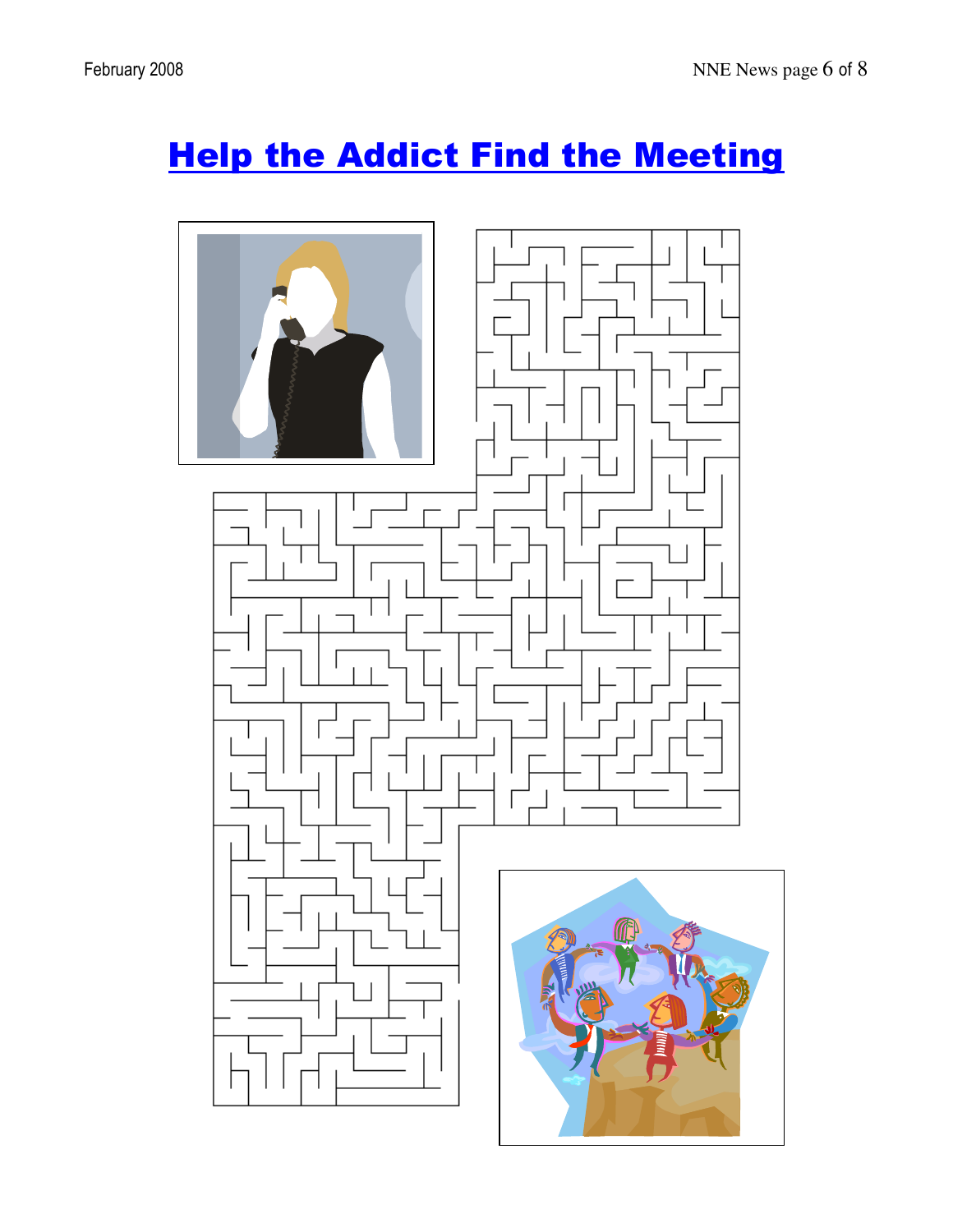# Help the Addict Find the Meeting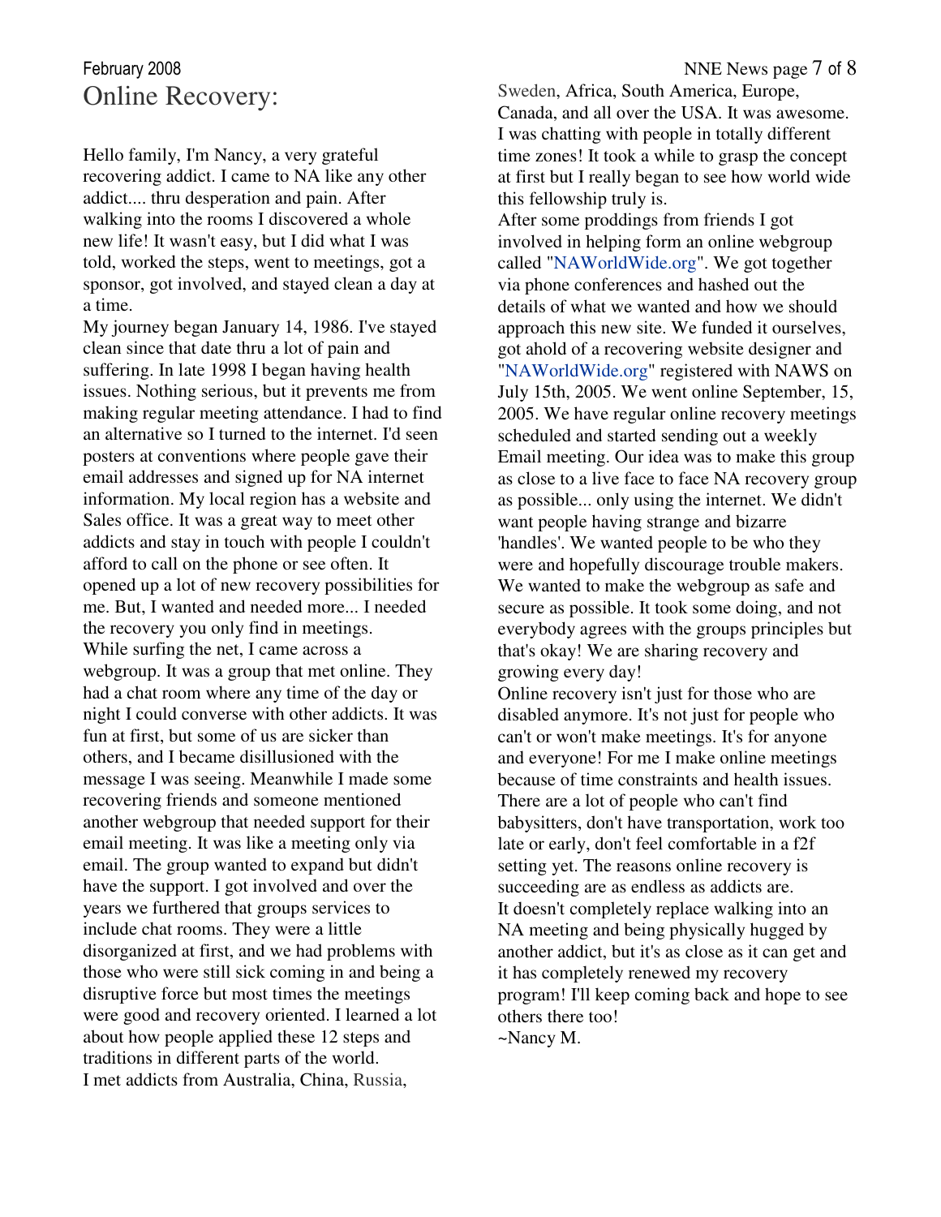# Online Recovery:

Hello family, I'm Nancy, a very grateful recovering addict. I came to NA like any other addict.... thru desperation and pain. After walking into the rooms I discovered a whole new life! It wasn't easy, but I did what I was told, worked the steps, went to meetings, got a sponsor, got involved, and stayed clean a day at a time.

My journey began January 14, 1986. I've stayed clean since that date thru a lot of pain and suffering. In late 1998 I began having health issues. Nothing serious, but it prevents me from making regular meeting attendance. I had to find an alternative so I turned to the internet. I'd seen posters at conventions where people gave their email addresses and signed up for NA internet information. My local region has a website and Sales office. It was a great way to meet other addicts and stay in touch with people I couldn't afford to call on the phone or see often. It opened up a lot of new recovery possibilities for me. But, I wanted and needed more... I needed the recovery you only find in meetings.

While surfing the net, I came across a webgroup. It was a group that met online. They had a chat room where any time of the day or night I could converse with other addicts. It was fun at first, but some of us are sicker than others, and I became disillusioned with the message I was seeing. Meanwhile I made some recovering friends and someone mentioned another webgroup that needed support for their email meeting. It was like a meeting only via email. The group wanted to expand but didn't have the support. I got involved and over the years we furthered that groups services to include chat rooms. They were a little disorganized at first, and we had problems with those who were still sick coming in and being a disruptive force but most times the meetings were good and recovery oriented. I learned a lot about how people applied these 12 steps and traditions in different parts of the world.

I met addicts from Australia, China, Russia, Sweden, Africa, South America, Europe, Canada, and all over the USA. It was awesome. I was chatting with people in totally different time zones! It took a while to grasp the concept at first but I really began to see how world wide this fellowship truly is.

After some proddings from friends I got involved in helping form an online webgroup called "NAWorldWide.org". We got together via phone conferences and hashed out the details of what we wanted and how we should approach this new site. We funded it ourselves, got ahold of a recovering website designer and "NAWorldWide.org" registered with NAWS on July 15th, 2005. We went online September, 15, 2005. We have regular online recovery meetings scheduled and started sending out a weekly Email meeting. Our idea was to make this group as close to a live face to face NA recovery group as possible... only using the internet. We didn't want people having strange and bizarre 'handles'. We wanted people to be who they were and hopefully discourage trouble makers. We wanted to make the webgroup as safe and secure as possible. It took some doing, and not everybody agrees with the groups principles but that's okay! We are sharing recovery and growing every day!

Online recovery isn't just for those who are disabled anymore. It's not just for people who can't or won't make meetings. It's for anyone and everyone! For me I make online meetings because of time constraints and health issues. There are a lot of people who can't find babysitters, don't have transportation, work too late or early, don't feel comfortable in a f2f setting yet. The reasons online recovery is succeeding are as endless as addicts are.

It doesn't completely replace walking into an NA meeting and being physically hugged by another addict, but it's as close as it can get and it has completely renewed my recovery program! I'll keep coming back and hope to see others there too!

~Nancy M.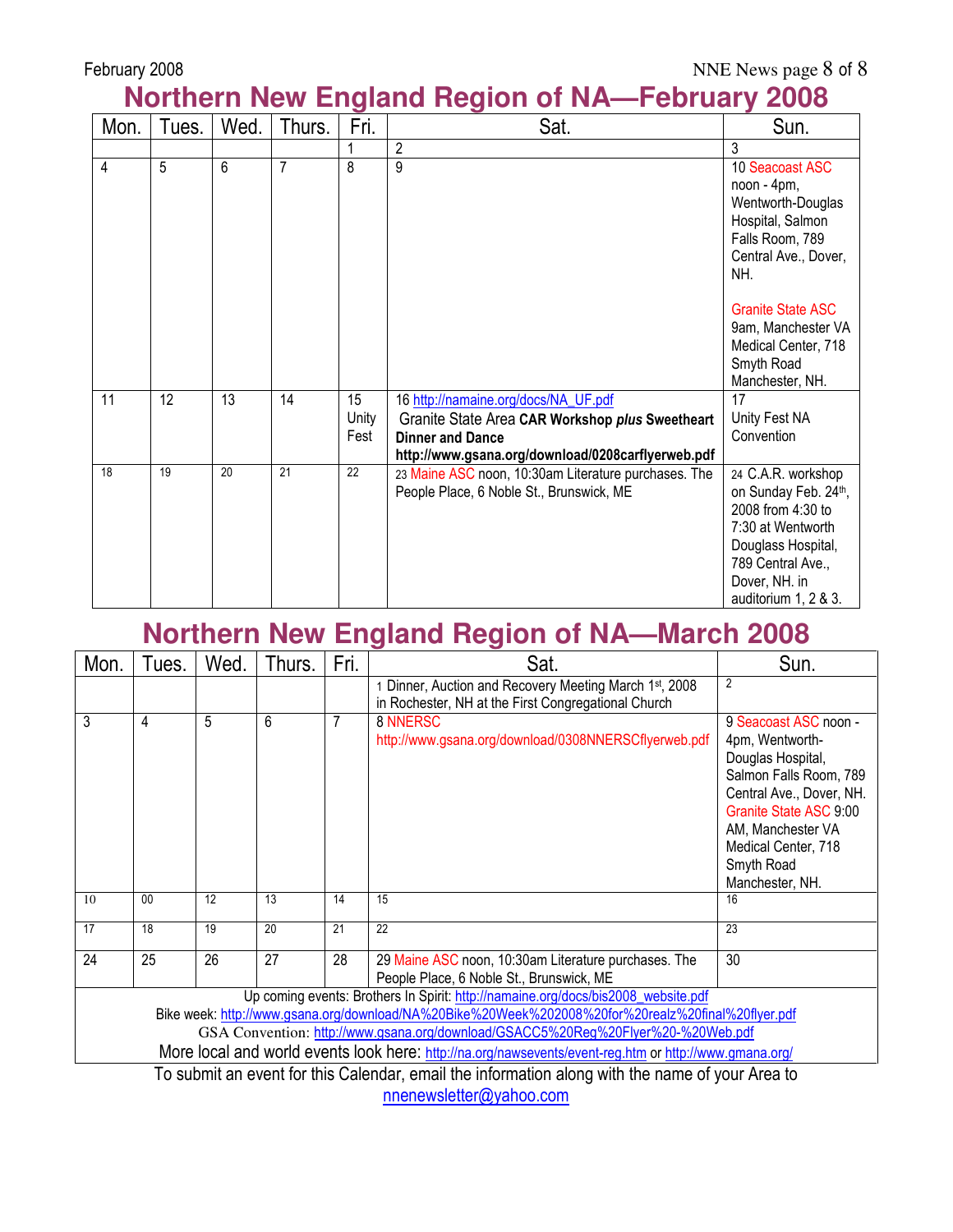# Northern New England Region of NA—February 2008

| Mon. | Tues. | Wed. | Thurs. | Fri. | Sat. | Sun. |
|---|---|---|---|---|---|---|
| | | | | 1 | 2 | 3 |
| 4 | 5 | 6 | 7 | 8 | 9 | 10 Seacoast ASC noon - 4pm, Wentworth-Douglas Hospital, Salmon Falls Room, 789 Central Ave., Dover, NH.<br><br>Granite State ASC 9am, Manchester VA Medical Center, 718 Smyth Road Manchester, NH. |
| 11 | 12 | 13 | 14 | 15 Unity Fest | 16 http://namaine.org/docs/NA_UF.pdf Granite State Area **CAR Workshop *plus* Sweetheart Dinner and Dance http://www.gsana.org/download/0208carflyerweb.pdf** | 17 Unity Fest NA Convention |
| 18 | 19 | 20 | 21 | 22 | 23 Maine ASC noon, 10:30am Literature purchases. The People Place, 6 Noble St., Brunswick, ME | 24 C.A.R. workshop on Sunday Feb. 24th, 2008 from 4:30 to 7:30 at Wentworth Douglass Hospital, 789 Central Ave., Dover, NH. in auditorium 1, 2 & 3. |

# Northern New England Region of NA—March 2008

| Mon. | Tues. | Wed. | Thurs. | Fri. | Sat. | Sun. |
|---|---|---|---|---|---|---|
| | | | | | 1 Dinner, Auction and Recovery Meeting March 1st, 2008 in Rochester, NH at the First Congregational Church | 2 |
| 3 | 4 | 5 | 6 | 7 | 8 NNERSC http://www.gsana.org/download/0308NNERSCflyerweb.pdf | 9 Seacoast ASC noon - 4pm, Wentworth-Douglas Hospital, Salmon Falls Room, 789 Central Ave., Dover, NH. Granite State ASC 9:00 AM, Manchester VA Medical Center, 718 Smyth Road Manchester, NH. |
| 10 | 00 | 12 | 13 | 14 | 15 | 16 |
| 17 | 18 | 19 | 20 | 21 | 22 | 23 |
| 24 | 25 | 26 | 27 | 28 | 29 Maine ASC noon, 10:30am Literature purchases. The People Place, 6 Noble St., Brunswick, ME | 30 |

Up coming events: Brothers In Spirit: http://namaine.org/docs/bis2008_website.pdf

Bike week: http://www.gsana.org/download/NA%20Bike%20Week%202008%20for%20realz%20final%20flyer.pdf

GSA Convention: http://www.gsana.org/download/GSACC5%20Reg%20Flyer%20-%20Web.pdf

More local and world events look here: http://na.org/nawsevents/event-reg.htm or http://www.gmana.org/

To submit an event for this Calendar, email the information along with the name of your Area to nnenewsletter@yahoo.com